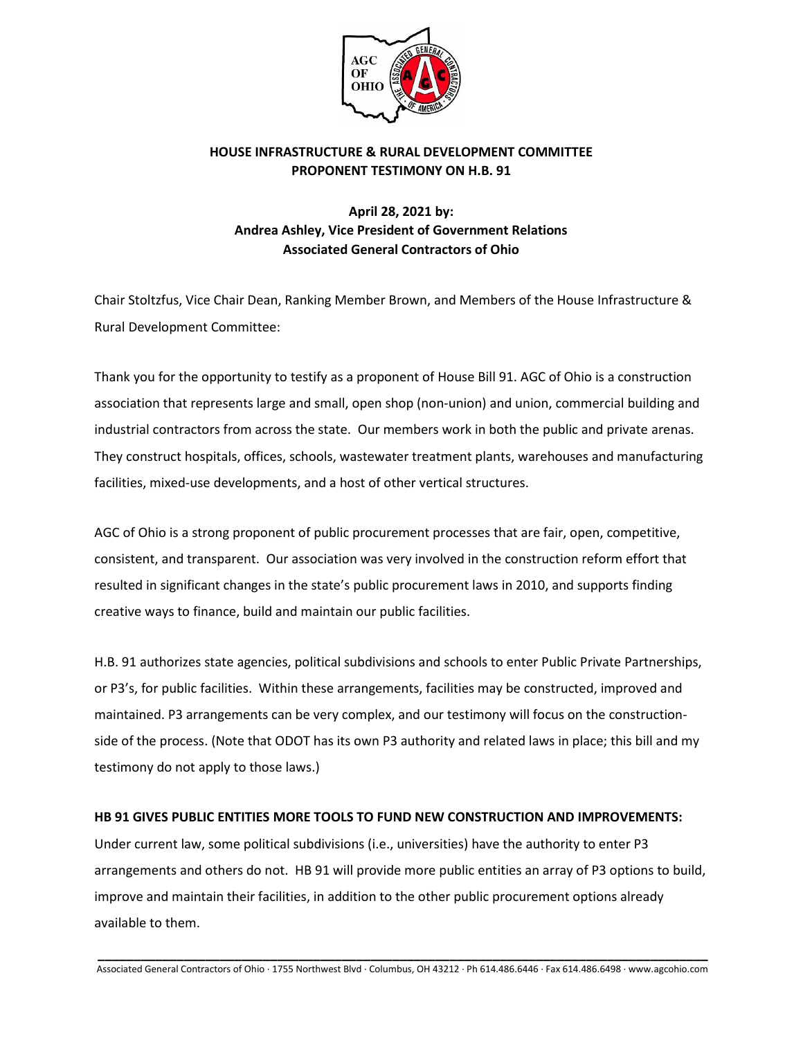**HOUSE INFRASTRUCTURE & RURAL DEVELOPMENT COMMITTEE**
**PROPONENT TESTIMONY ON H.B. 91**

**April 28, 2021 by:**
**Andrea Ashley, Vice President of Government Relations**
**Associated General Contractors of Ohio**

Chair Stoltzfus, Vice Chair Dean, Ranking Member Brown, and Members of the House Infrastructure & Rural Development Committee:

Thank you for the opportunity to testify as a proponent of House Bill 91. AGC of Ohio is a construction association that represents large and small, open shop (non-union) and union, commercial building and industrial contractors from across the state. Our members work in both the public and private arenas. They construct hospitals, offices, schools, wastewater treatment plants, warehouses and manufacturing facilities, mixed-use developments, and a host of other vertical structures.

AGC of Ohio is a strong proponent of public procurement processes that are fair, open, competitive, consistent, and transparent. Our association was very involved in the construction reform effort that resulted in significant changes in the state's public procurement laws in 2010, and supports finding creative ways to finance, build and maintain our public facilities.

H.B. 91 authorizes state agencies, political subdivisions and schools to enter Public Private Partnerships, or P3's, for public facilities. Within these arrangements, facilities may be constructed, improved and maintained. P3 arrangements can be very complex, and our testimony will focus on the construction-side of the process. (Note that ODOT has its own P3 authority and related laws in place; this bill and my testimony do not apply to those laws.)

**HB 91 GIVES PUBLIC ENTITIES MORE TOOLS TO FUND NEW CONSTRUCTION AND IMPROVEMENTS:**

Under current law, some political subdivisions (i.e., universities) have the authority to enter P3 arrangements and others do not. HB 91 will provide more public entities an array of P3 options to build, improve and maintain their facilities, in addition to the other public procurement options already available to them.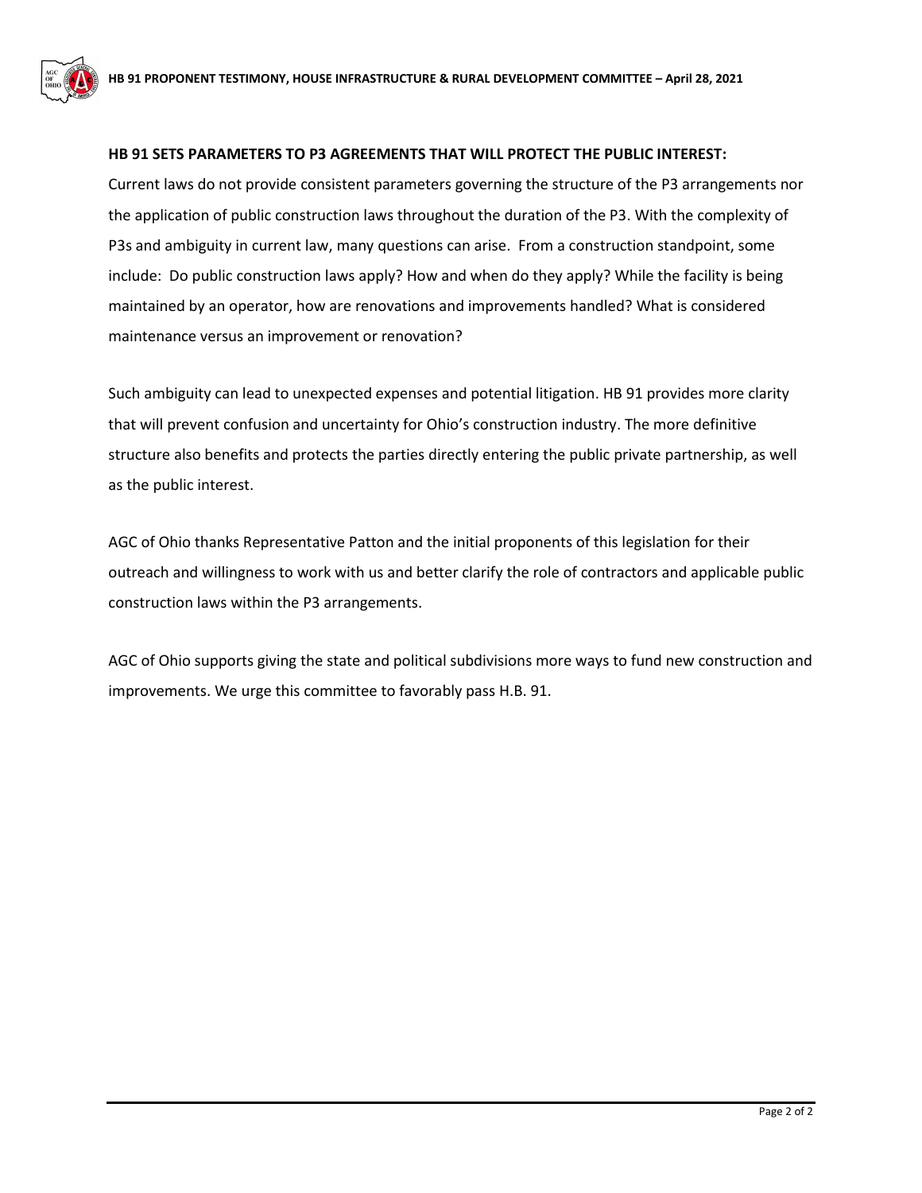**HB 91 SETS PARAMETERS TO P3 AGREEMENTS THAT WILL PROTECT THE PUBLIC INTEREST:**

Current laws do not provide consistent parameters governing the structure of the P3 arrangements nor the application of public construction laws throughout the duration of the P3. With the complexity of P3s and ambiguity in current law, many questions can arise. From a construction standpoint, some include: Do public construction laws apply? How and when do they apply? While the facility is being maintained by an operator, how are renovations and improvements handled? What is considered maintenance versus an improvement or renovation?

Such ambiguity can lead to unexpected expenses and potential litigation. HB 91 provides more clarity that will prevent confusion and uncertainty for Ohio's construction industry. The more definitive structure also benefits and protects the parties directly entering the public private partnership, as well as the public interest.

AGC of Ohio thanks Representative Patton and the initial proponents of this legislation for their outreach and willingness to work with us and better clarify the role of contractors and applicable public construction laws within the P3 arrangements.

AGC of Ohio supports giving the state and political subdivisions more ways to fund new construction and improvements. We urge this committee to favorably pass H.B. 91.